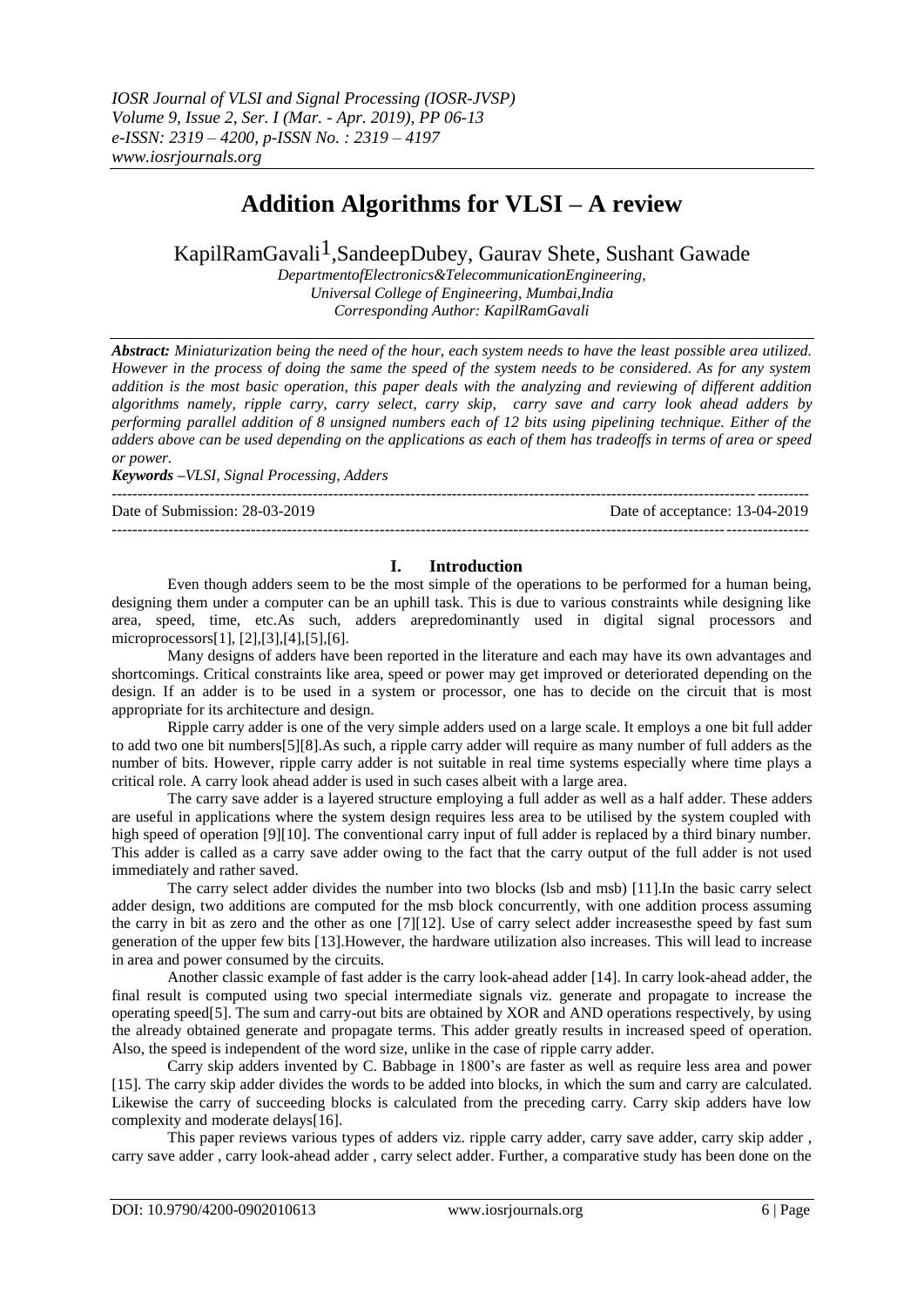# Addition Algorithms for VLSI – A review

KapilRamGavali[1],SandeepDubey, Gaurav Shete, Sushant Gawade

*DepartmentofElectronics&TelecommunicationEngineering,*
*Universal College of Engineering, Mumbai,India*
*Corresponding Author: KapilRamGavali*

***Abstract:*** *Miniaturization being the need of the hour, each system needs to have the least possible area utilized. However in the process of doing the same the speed of the system needs to be considered. As for any system addition is the most basic operation, this paper deals with the analyzing and reviewing of different addition algorithms namely, ripple carry, carry select, carry skip, carry save and carry look ahead adders by performing parallel addition of 8 unsigned numbers each of 12 bits using pipelining technique. Either of the adders above can be used depending on the applications as each of them has tradeoffs in terms of area or speed or power.*

***Keywords*** *–VLSI, Signal Processing, Adders*

Date of Submission: 28-03-2019 Date of acceptance: 13-04-2019

## I. Introduction

Even though adders seem to be the most simple of the operations to be performed for a human being, designing them under a computer can be an uphill task. This is due to various constraints while designing like area, speed, time, etc.As such, adders arepredominantly used in digital signal processors and microprocessors[1], [2],[3],[4],[5],[6].

Many designs of adders have been reported in the literature and each may have its own advantages and shortcomings. Critical constraints like area, speed or power may get improved or deteriorated depending on the design. If an adder is to be used in a system or processor, one has to decide on the circuit that is most appropriate for its architecture and design.

Ripple carry adder is one of the very simple adders used on a large scale. It employs a one bit full adder to add two one bit numbers[5][8].As such, a ripple carry adder will require as many number of full adders as the number of bits. However, ripple carry adder is not suitable in real time systems especially where time plays a critical role. A carry look ahead adder is used in such cases albeit with a large area.

The carry save adder is a layered structure employing a full adder as well as a half adder. These adders are useful in applications where the system design requires less area to be utilised by the system coupled with high speed of operation [9][10]. The conventional carry input of full adder is replaced by a third binary number. This adder is called as a carry save adder owing to the fact that the carry output of the full adder is not used immediately and rather saved.

The carry select adder divides the number into two blocks (lsb and msb) [11].In the basic carry select adder design, two additions are computed for the msb block concurrently, with one addition process assuming the carry in bit as zero and the other as one [7][12]. Use of carry select adder increasesthe speed by fast sum generation of the upper few bits [13].However, the hardware utilization also increases. This will lead to increase in area and power consumed by the circuits.

Another classic example of fast adder is the carry look-ahead adder [14]. In carry look-ahead adder, the final result is computed using two special intermediate signals viz. generate and propagate to increase the operating speed[5]. The sum and carry-out bits are obtained by XOR and AND operations respectively, by using the already obtained generate and propagate terms. This adder greatly results in increased speed of operation. Also, the speed is independent of the word size, unlike in the case of ripple carry adder.

Carry skip adders invented by C. Babbage in 1800's are faster as well as require less area and power [15]. The carry skip adder divides the words to be added into blocks, in which the sum and carry are calculated. Likewise the carry of succeeding blocks is calculated from the preceding carry. Carry skip adders have low complexity and moderate delays[16].

This paper reviews various types of adders viz. ripple carry adder, carry save adder, carry skip adder , carry save adder , carry look-ahead adder , carry select adder. Further, a comparative study has been done on the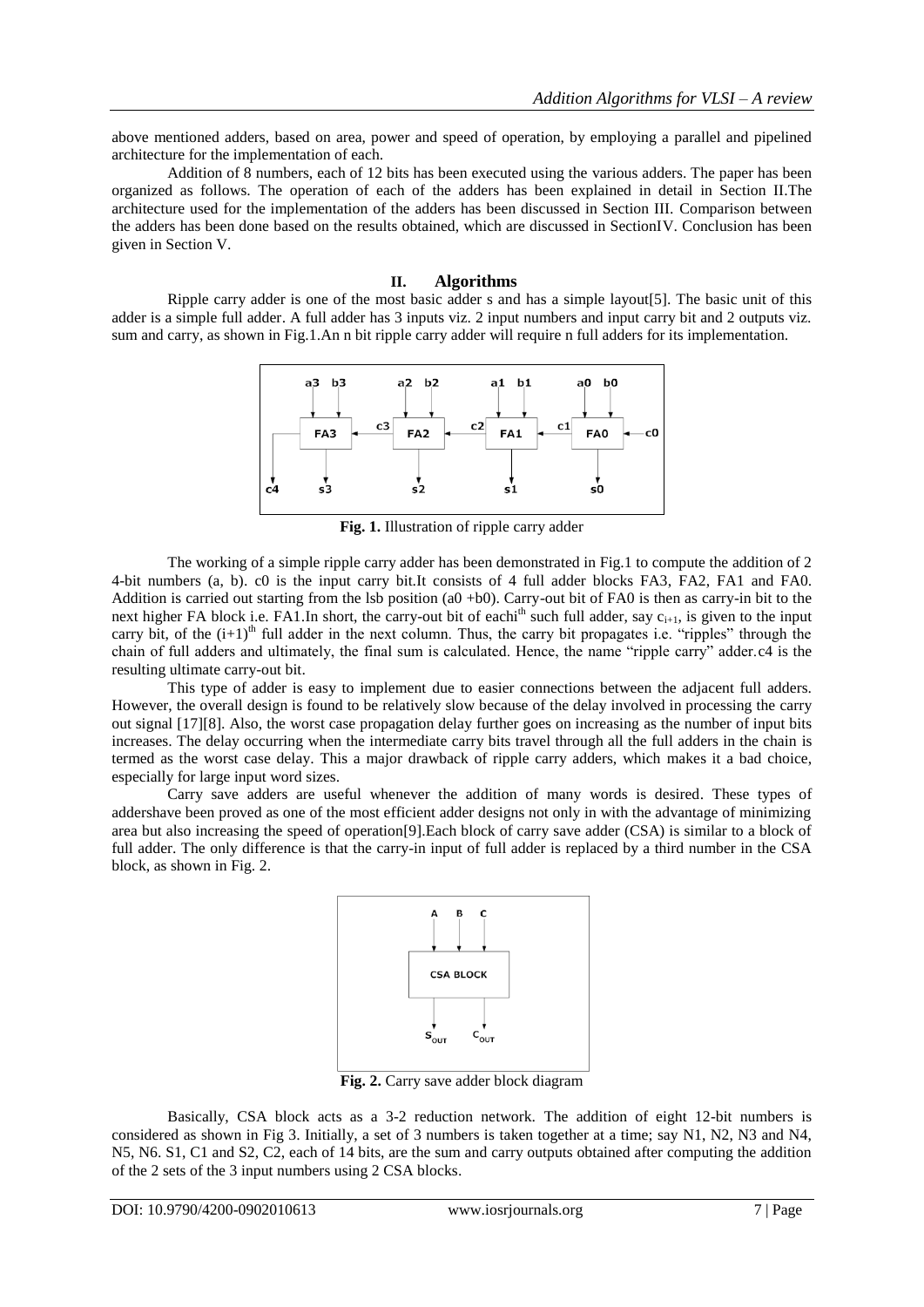above mentioned adders, based on area, power and speed of operation, by employing a parallel and pipelined architecture for the implementation of each.

Addition of 8 numbers, each of 12 bits has been executed using the various adders. The paper has been organized as follows. The operation of each of the adders has been explained in detail in Section II.The architecture used for the implementation of the adders has been discussed in Section III. Comparison between the adders has been done based on the results obtained, which are discussed in SectionIV. Conclusion has been given in Section V.

## II. Algorithms

Ripple carry adder is one of the most basic adder s and has a simple layout[5]. The basic unit of this adder is a simple full adder. A full adder has 3 inputs viz. 2 input numbers and input carry bit and 2 outputs viz. sum and carry, as shown in Fig.1.An n bit ripple carry adder will require n full adders for its implementation.

**Fig. 1.** Illustration of ripple carry adder

The working of a simple ripple carry adder has been demonstrated in Fig.1 to compute the addition of 2 4-bit numbers (a, b). c0 is the input carry bit.It consists of 4 full adder blocks FA3, FA2, FA1 and FA0. Addition is carried out starting from the lsb position (a0 +b0). Carry-out bit of FA0 is then as carry-in bit to the next higher FA block i.e. FA1.In short, the carry-out bit of each$i^{th}$ such full adder, say $c_{i+1}$, is given to the input carry bit, of the $(i+1)^{th}$ full adder in the next column. Thus, the carry bit propagates i.e. "ripples" through the chain of full adders and ultimately, the final sum is calculated. Hence, the name "ripple carry" adder.c4 is the resulting ultimate carry-out bit.

This type of adder is easy to implement due to easier connections between the adjacent full adders. However, the overall design is found to be relatively slow because of the delay involved in processing the carry out signal [17][8]. Also, the worst case propagation delay further goes on increasing as the number of input bits increases. The delay occurring when the intermediate carry bits travel through all the full adders in the chain is termed as the worst case delay. This a major drawback of ripple carry adders, which makes it a bad choice, especially for large input word sizes.

Carry save adders are useful whenever the addition of many words is desired. These types of addershave been proved as one of the most efficient adder designs not only in with the advantage of minimizing area but also increasing the speed of operation[9].Each block of carry save adder (CSA) is similar to a block of full adder. The only difference is that the carry-in input of full adder is replaced by a third number in the CSA block, as shown in Fig. 2.

**Fig. 2.** Carry save adder block diagram

Basically, CSA block acts as a 3-2 reduction network. The addition of eight 12-bit numbers is considered as shown in Fig 3. Initially, a set of 3 numbers is taken together at a time; say N1, N2, N3 and N4, N5, N6. S1, C1 and S2, C2, each of 14 bits, are the sum and carry outputs obtained after computing the addition of the 2 sets of the 3 input numbers using 2 CSA blocks.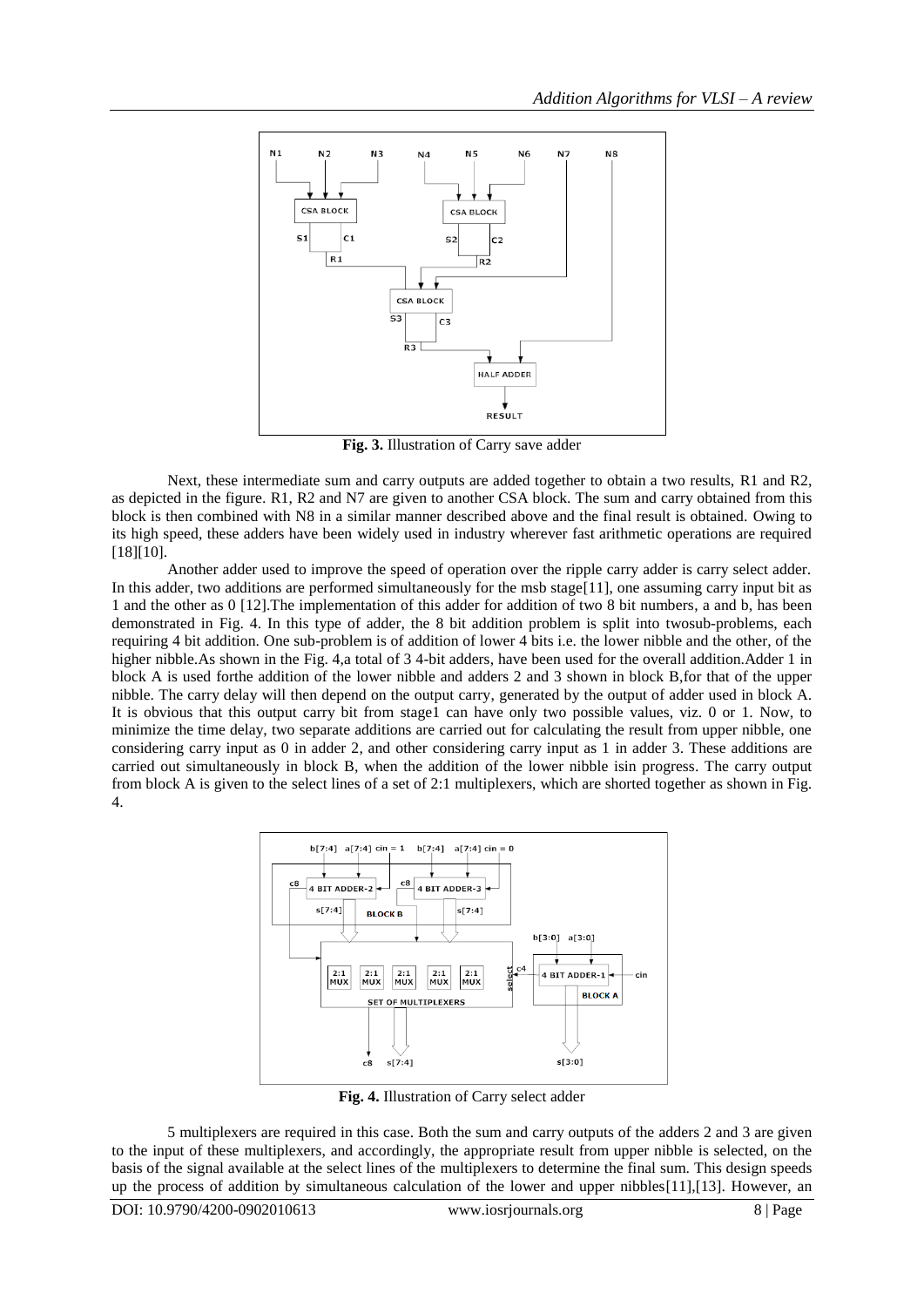**Fig. 3.** Illustration of Carry save adder

Next, these intermediate sum and carry outputs are added together to obtain a two results, R1 and R2, as depicted in the figure. R1, R2 and N7 are given to another CSA block. The sum and carry obtained from this block is then combined with N8 in a similar manner described above and the final result is obtained. Owing to its high speed, these adders have been widely used in industry wherever fast arithmetic operations are required [18][10].

Another adder used to improve the speed of operation over the ripple carry adder is carry select adder. In this adder, two additions are performed simultaneously for the msb stage[11], one assuming carry input bit as 1 and the other as 0 [12].The implementation of this adder for addition of two 8 bit numbers, a and b, has been demonstrated in Fig. 4. In this type of adder, the 8 bit addition problem is split into twosub-problems, each requiring 4 bit addition. One sub-problem is of addition of lower 4 bits i.e. the lower nibble and the other, of the higher nibble.As shown in the Fig. 4,a total of 3 4-bit adders, have been used for the overall addition.Adder 1 in block A is used forthe addition of the lower nibble and adders 2 and 3 shown in block B,for that of the upper nibble. The carry delay will then depend on the output carry, generated by the output of adder used in block A. It is obvious that this output carry bit from stage1 can have only two possible values, viz. 0 or 1. Now, to minimize the time delay, two separate additions are carried out for calculating the result from upper nibble, one considering carry input as 0 in adder 2, and other considering carry input as 1 in adder 3. These additions are carried out simultaneously in block B, when the addition of the lower nibble isin progress. The carry output from block A is given to the select lines of a set of 2:1 multiplexers, which are shorted together as shown in Fig. 4.

**Fig. 4.** Illustration of Carry select adder

5 multiplexers are required in this case. Both the sum and carry outputs of the adders 2 and 3 are given to the input of these multiplexers, and accordingly, the appropriate result from upper nibble is selected, on the basis of the signal available at the select lines of the multiplexers to determine the final sum. This design speeds up the process of addition by simultaneous calculation of the lower and upper nibbles[11],[13]. However, an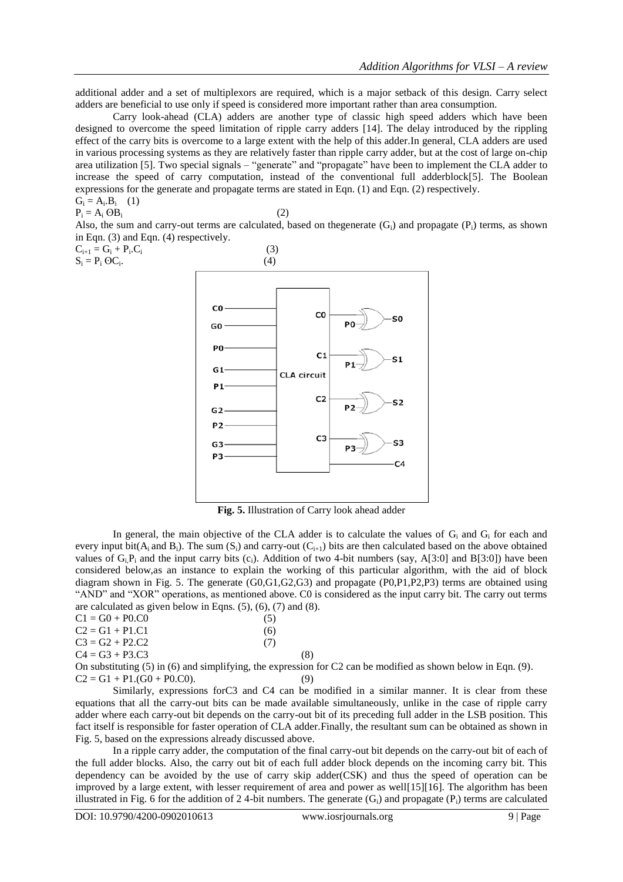additional adder and a set of multiplexors are required, which is a major setback of this design. Carry select adders are beneficial to use only if speed is considered more important rather than area consumption.

Carry look-ahead (CLA) adders are another type of classic high speed adders which have been designed to overcome the speed limitation of ripple carry adders [14]. The delay introduced by the rippling effect of the carry bits is overcome to a large extent with the help of this adder.In general, CLA adders are used in various processing systems as they are relatively faster than ripple carry adder, but at the cost of large on-chip area utilization [5]. Two special signals – "generate" and "propagate" have been to implement the CLA adder to increase the speed of carry computation, instead of the conventional full adderblock[5]. The Boolean expressions for the generate and propagate terms are stated in Eqn. (1) and Eqn. (2) respectively.

$G_i = A_i.B_i$ (1)

$P_i = A_i \ominus B_i$ (2)

Also, the sum and carry-out terms are calculated, based on thegenerate ($G_i$) and propagate ($P_i$) terms, as shown in Eqn. (3) and Eqn. (4) respectively.

$C_{i+1} = G_i + P_i.C_i$ (3)

$S_i = P_i \ominus C_i$. (4)

**Fig. 5.** Illustration of Carry look ahead adder

In general, the main objective of the CLA adder is to calculate the values of $G_i$ and $G_i$ for each and every input bit($A_i$ and $B_i$). The sum ($S_i$) and carry-out ($C_{i+1}$) bits are then calculated based on the above obtained values of $G_i,P_i$ and the input carry bits ($c_i$). Addition of two 4-bit numbers (say, A[3:0] and B[3:0]) have been considered below,as an instance to explain the working of this particular algorithm, with the aid of block diagram shown in Fig. 5. The generate (G0,G1,G2,G3) and propagate (P0,P1,P2,P3) terms are obtained using "AND" and "XOR" operations, as mentioned above. C0 is considered as the input carry bit. The carry out terms are calculated as given below in Eqns. (5), (6), (7) and (8).

$C1 = G0 + P0.C0$ (5)

$C2 = G1 + P1.C1$ (6)

$C3 = G2 + P2.C2$ (7)

$C4 = G3 + P3.C3$ (8)

On substituting (5) in (6) and simplifying, the expression for C2 can be modified as shown below in Eqn. (9).

$C2 = G1 + P1.(G0 + P0.C0)$. (9)

Similarly, expressions forC3 and C4 can be modified in a similar manner. It is clear from these equations that all the carry-out bits can be made available simultaneously, unlike in the case of ripple carry adder where each carry-out bit depends on the carry-out bit of its preceding full adder in the LSB position. This fact itself is responsible for faster operation of CLA adder.Finally, the resultant sum can be obtained as shown in Fig. 5, based on the expressions already discussed above.

In a ripple carry adder, the computation of the final carry-out bit depends on the carry-out bit of each of the full adder blocks. Also, the carry out bit of each full adder block depends on the incoming carry bit. This dependency can be avoided by the use of carry skip adder(CSK) and thus the speed of operation can be improved by a large extent, with lesser requirement of area and power as well[15][16]. The algorithm has been illustrated in Fig. 6 for the addition of 2 4-bit numbers. The generate ($G_i$) and propagate ($P_i$) terms are calculated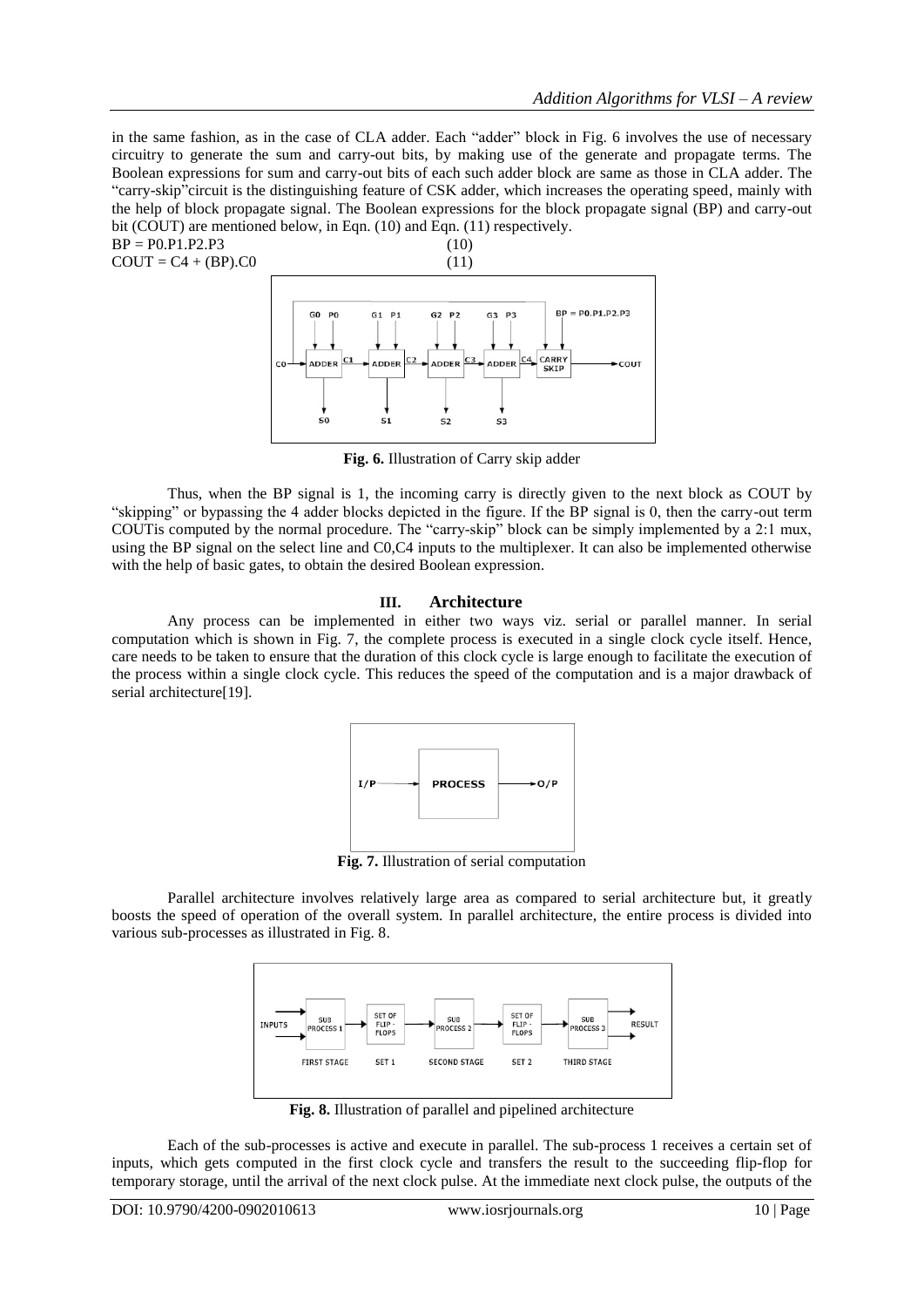in the same fashion, as in the case of CLA adder. Each "adder" block in Fig. 6 involves the use of necessary circuitry to generate the sum and carry-out bits, by making use of the generate and propagate terms. The Boolean expressions for sum and carry-out bits of each such adder block are same as those in CLA adder. The "carry-skip"circuit is the distinguishing feature of CSK adder, which increases the operating speed, mainly with the help of block propagate signal. The Boolean expressions for the block propagate signal (BP) and carry-out bit (COUT) are mentioned below, in Eqn. (10) and Eqn. (11) respectively.

$$BP = P0.P1.P2.P3 \quad (10)$$

$$COUT = C4 + (BP).C0 \quad (11)$$

**Fig. 6.** Illustration of Carry skip adder

Thus, when the BP signal is 1, the incoming carry is directly given to the next block as COUT by "skipping" or bypassing the 4 adder blocks depicted in the figure. If the BP signal is 0, then the carry-out term COUTis computed by the normal procedure. The "carry-skip" block can be simply implemented by a 2:1 mux, using the BP signal on the select line and C0,C4 inputs to the multiplexer. It can also be implemented otherwise with the help of basic gates, to obtain the desired Boolean expression.

## III. Architecture

Any process can be implemented in either two ways viz. serial or parallel manner. In serial computation which is shown in Fig. 7, the complete process is executed in a single clock cycle itself. Hence, care needs to be taken to ensure that the duration of this clock cycle is large enough to facilitate the execution of the process within a single clock cycle. This reduces the speed of the computation and is a major drawback of serial architecture[19].

**Fig. 7.** Illustration of serial computation

Parallel architecture involves relatively large area as compared to serial architecture but, it greatly boosts the speed of operation of the overall system. In parallel architecture, the entire process is divided into various sub-processes as illustrated in Fig. 8.

**Fig. 8.** Illustration of parallel and pipelined architecture

Each of the sub-processes is active and execute in parallel. The sub-process 1 receives a certain set of inputs, which gets computed in the first clock cycle and transfers the result to the succeeding flip-flop for temporary storage, until the arrival of the next clock pulse. At the immediate next clock pulse, the outputs of the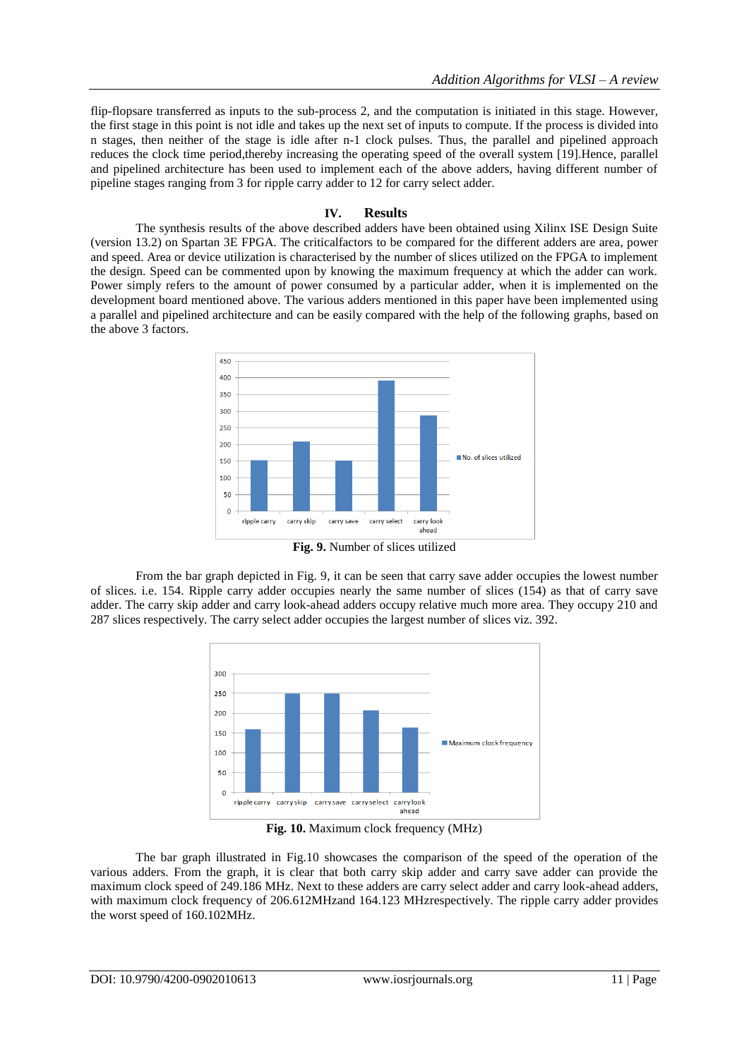flip-flopsare transferred as inputs to the sub-process 2, and the computation is initiated in this stage. However, the first stage in this point is not idle and takes up the next set of inputs to compute. If the process is divided into n stages, then neither of the stage is idle after n-1 clock pulses. Thus, the parallel and pipelined approach reduces the clock time period,thereby increasing the operating speed of the overall system [19].Hence, parallel and pipelined architecture has been used to implement each of the above adders, having different number of pipeline stages ranging from 3 for ripple carry adder to 12 for carry select adder.

## IV. Results

The synthesis results of the above described adders have been obtained using Xilinx ISE Design Suite (version 13.2) on Spartan 3E FPGA. The criticalfactors to be compared for the different adders are area, power and speed. Area or device utilization is characterised by the number of slices utilized on the FPGA to implement the design. Speed can be commented upon by knowing the maximum frequency at which the adder can work. Power simply refers to the amount of power consumed by a particular adder, when it is implemented on the development board mentioned above. The various adders mentioned in this paper have been implemented using a parallel and pipelined architecture and can be easily compared with the help of the following graphs, based on the above 3 factors.

**Fig. 9.** Number of slices utilized

From the bar graph depicted in Fig. 9, it can be seen that carry save adder occupies the lowest number of slices. i.e. 154. Ripple carry adder occupies nearly the same number of slices (154) as that of carry save adder. The carry skip adder and carry look-ahead adders occupy relative much more area. They occupy 210 and 287 slices respectively. The carry select adder occupies the largest number of slices viz. 392.

**Fig. 10.** Maximum clock frequency (MHz)

The bar graph illustrated in Fig.10 showcases the comparison of the speed of the operation of the various adders. From the graph, it is clear that both carry skip adder and carry save adder can provide the maximum clock speed of 249.186 MHz. Next to these adders are carry select adder and carry look-ahead adders, with maximum clock frequency of 206.612MHzand 164.123 MHzrespectively. The ripple carry adder provides the worst speed of 160.102MHz.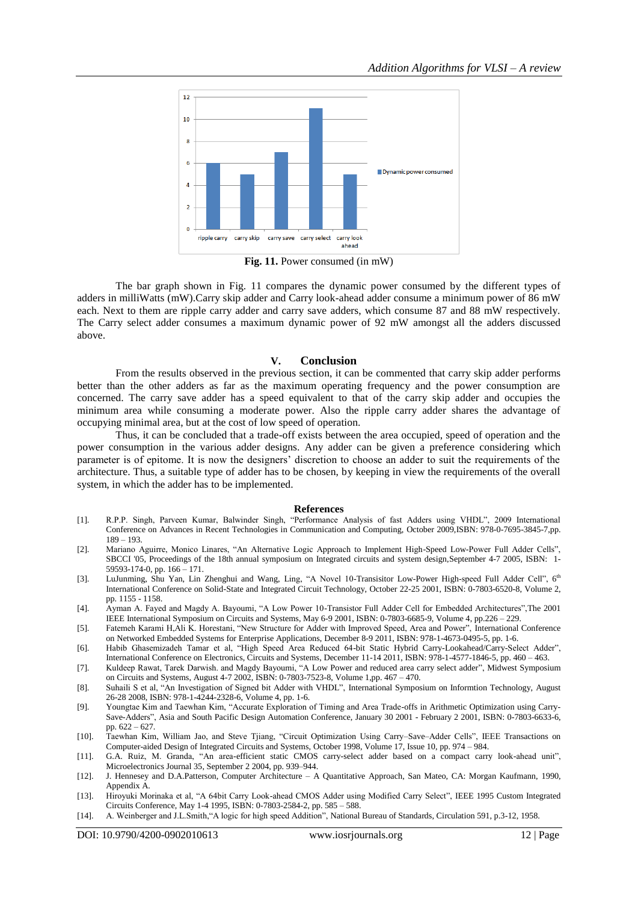**Fig. 11.** Power consumed (in mW)

The bar graph shown in Fig. 11 compares the dynamic power consumed by the different types of adders in milliWatts (mW).Carry skip adder and Carry look-ahead adder consume a minimum power of 86 mW each. Next to them are ripple carry adder and carry save adders, which consume 87 and 88 mW respectively. The Carry select adder consumes a maximum dynamic power of 92 mW amongst all the adders discussed above.

## V. Conclusion

From the results observed in the previous section, it can be commented that carry skip adder performs better than the other adders as far as the maximum operating frequency and the power consumption are concerned. The carry save adder has a speed equivalent to that of the carry skip adder and occupies the minimum area while consuming a moderate power. Also the ripple carry adder shares the advantage of occupying minimal area, but at the cost of low speed of operation.

Thus, it can be concluded that a trade-off exists between the area occupied, speed of operation and the power consumption in the various adder designs. Any adder can be given a preference considering which parameter is of epitome. It is now the designers' discretion to choose an adder to suit the requirements of the architecture. Thus, a suitable type of adder has to be chosen, by keeping in view the requirements of the overall system, in which the adder has to be implemented.

## References

[1]. R.P.P. Singh, Parveen Kumar, Balwinder Singh, "Performance Analysis of fast Adders using VHDL", 2009 International Conference on Advances in Recent Technologies in Communication and Computing, October 2009,ISBN: 978-0-7695-3845-7,pp. 189 – 193.

[2]. Mariano Aguirre, Monico Linares, "An Alternative Logic Approach to Implement High-Speed Low-Power Full Adder Cells", SBCCI '05, Proceedings of the 18th annual symposium on Integrated circuits and system design,September 4-7 2005, ISBN: 1-59593-174-0, pp. 166 – 171.

[3]. LuJunming, Shu Yan, Lin Zhenghui and Wang, Ling, "A Novel 10-Transisitor Low-Power High-speed Full Adder Cell", 6th International Conference on Solid-State and Integrated Circuit Technology, October 22-25 2001, ISBN: 0-7803-6520-8, Volume 2, pp. 1155 - 1158.

[4]. Ayman A. Fayed and Magdy A. Bayoumi, "A Low Power 10-Transistor Full Adder Cell for Embedded Architectures",The 2001 IEEE International Symposium on Circuits and Systems, May 6-9 2001, ISBN: 0-7803-6685-9, Volume 4, pp.226 – 229.

[5]. Fatemeh Karami H,Ali K. Horestani, "New Structure for Adder with Improved Speed, Area and Power", International Conference on Networked Embedded Systems for Enterprise Applications, December 8-9 2011, ISBN: 978-1-4673-0495-5, pp. 1-6.

[6]. Habib Ghasemizadeh Tamar et al, "High Speed Area Reduced 64-bit Static Hybrid Carry-Lookahead/Carry-Select Adder", International Conference on Electronics, Circuits and Systems, December 11-14 2011, ISBN: 978-1-4577-1846-5, pp. 460 – 463.

[7]. Kuldeep Rawat, Tarek Darwish. and Magdy Bayoumi, "A Low Power and reduced area carry select adder", Midwest Symposium on Circuits and Systems, August 4-7 2002, ISBN: 0-7803-7523-8, Volume 1,pp. 467 – 470.

[8]. Suhaili S et al, "An Investigation of Signed bit Adder with VHDL", International Symposium on Informtion Technology, August 26-28 2008, ISBN: 978-1-4244-2328-6, Volume 4, pp. 1-6.

[9]. Youngtae Kim and Taewhan Kim, "Accurate Exploration of Timing and Area Trade-offs in Arithmetic Optimization using Carry-Save-Adders", Asia and South Pacific Design Automation Conference, January 30 2001 - February 2 2001, ISBN: 0-7803-6633-6, pp. 622 – 627.

[10]. Taewhan Kim, William Jao, and Steve Tjiang, "Circuit Optimization Using Carry–Save–Adder Cells", IEEE Transactions on Computer-aided Design of Integrated Circuits and Systems, October 1998, Volume 17, Issue 10, pp. 974 – 984.

[11]. G.A. Ruiz, M. Granda, "An area-efficient static CMOS carry-select adder based on a compact carry look-ahead unit", Microelectronics Journal 35, September 2 2004, pp. 939–944.

[12]. J. Hennesey and D.A.Patterson, Computer Architecture – A Quantitative Approach, San Mateo, CA: Morgan Kaufmann, 1990, Appendix A.

[13]. Hiroyuki Morinaka et al, "A 64bit Carry Look-ahead CMOS Adder using Modified Carry Select", IEEE 1995 Custom Integrated Circuits Conference, May 1-4 1995, ISBN: 0-7803-2584-2, pp. 585 – 588.

[14]. A. Weinberger and J.L.Smith,"A logic for high speed Addition", National Bureau of Standards, Circulation 591, p.3-12, 1958.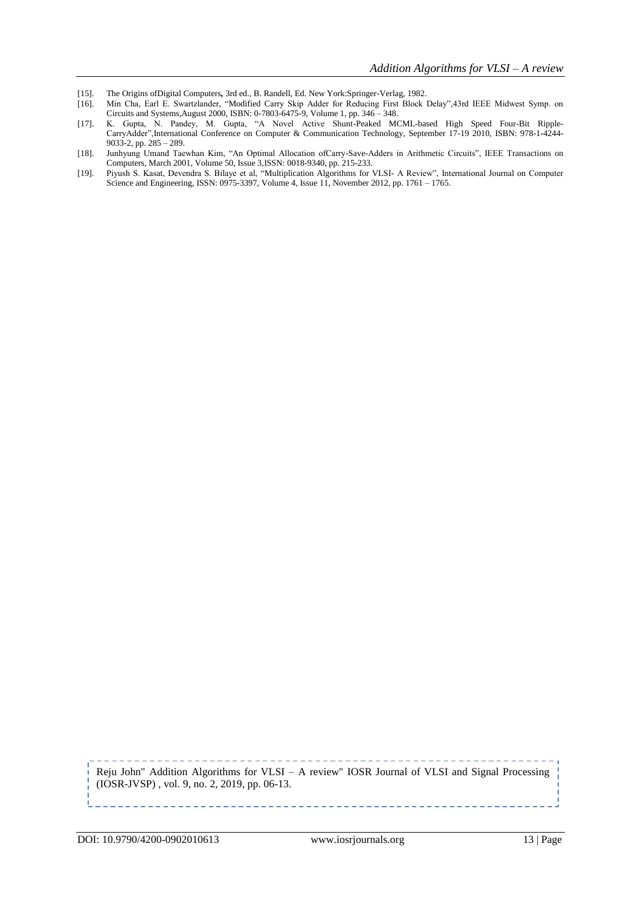[15]. The Origins ofDigital Computers**,** 3rd ed., B. Randell, Ed. New York:Springer-Verlag, 1982.

[16]. Min Cha, Earl E. Swartzlander, "Modified Carry Skip Adder for Reducing First Block Delay",43rd IEEE Midwest Symp. on Circuits and Systems,August 2000, ISBN: 0-7803-6475-9, Volume 1, pp. 346 – 348.

[17]. K. Gupta, N. Pandey, M. Gupta, "A Novel Active Shunt-Peaked MCML-based High Speed Four-Bit Ripple-CarryAdder",International Conference on Computer & Communication Technology, September 17-19 2010, ISBN: 978-1-4244-9033-2, pp. 285 – 289.

[18]. Junhyung Umand Taewhan Kim, "An Optimal Allocation ofCarry-Save-Adders in Arithmetic Circuits", IEEE Transactions on Computers, March 2001, Volume 50, Issue 3,ISSN: 0018-9340, pp. 215-233.

[19]. Piyush S. Kasat, Devendra S. Bilaye et al, "Multiplication Algorithms for VLSI- A Review", International Journal on Computer Science and Engineering, ISSN: 0975-3397, Volume 4, Issue 11, November 2012, pp. 1761 – 1765.

Reju John" Addition Algorithms for VLSI – A review" IOSR Journal of VLSI and Signal Processing (IOSR-JVSP) , vol. 9, no. 2, 2019, pp. 06-13.